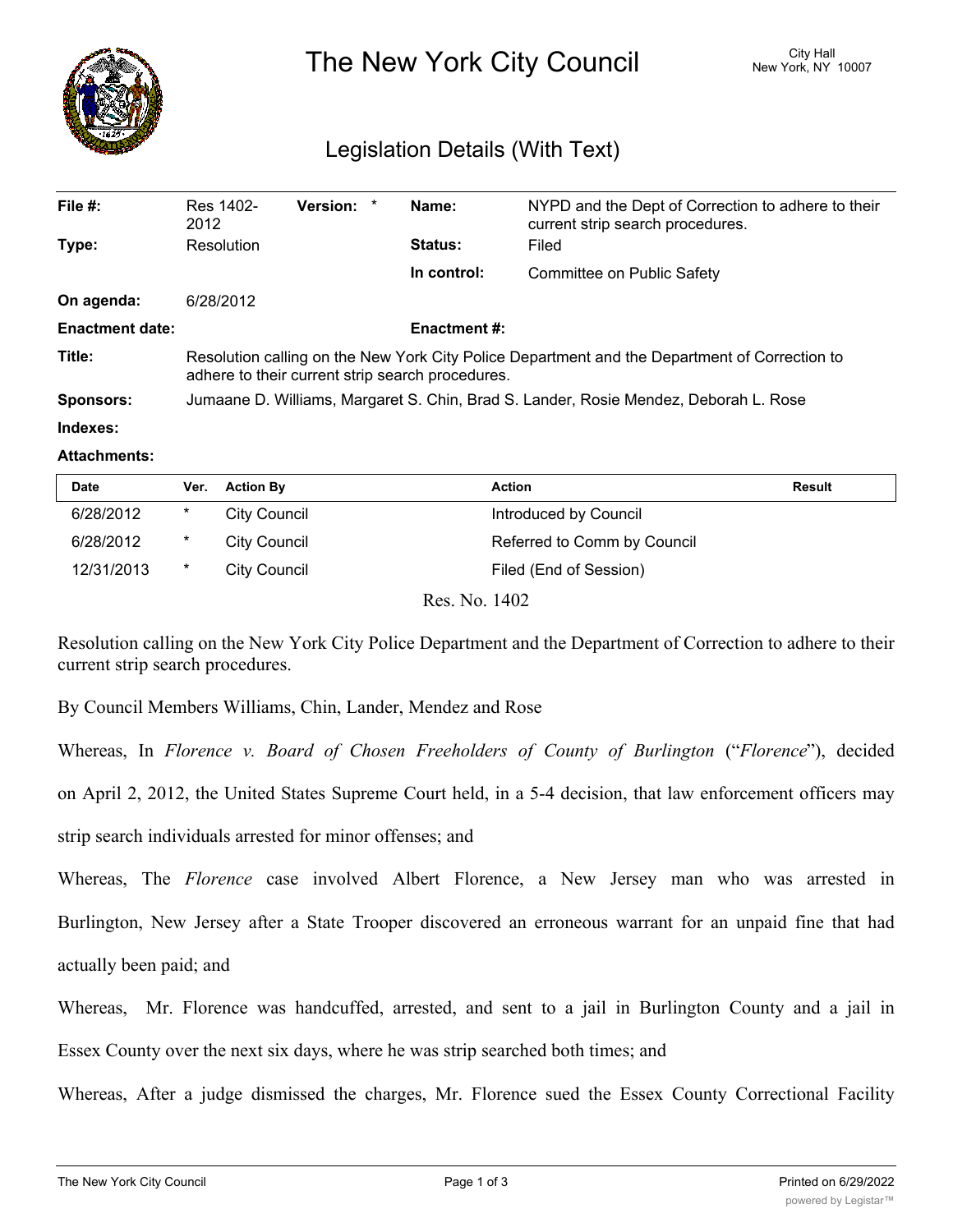# The New York City Council

City Hall
New York, NY 10007

## Legislation Details (With Text)

| | | | | | |
|---|---|---|---|---|---|
| **File #:** | Res 1402-2012 | **Version:** | * | **Name:** | NYPD and the Dept of Correction to adhere to their current strip search procedures. |
| **Type:** | Resolution | | | **Status:** | Filed |
| | | | | **In control:** | Committee on Public Safety |
| **On agenda:** | 6/28/2012 | | | | |
| **Enactment date:** | | | | **Enactment #:** | |

**Title:** Resolution calling on the New York City Police Department and the Department of Correction to adhere to their current strip search procedures.

**Sponsors:** Jumaane D. Williams, Margaret S. Chin, Brad S. Lander, Rosie Mendez, Deborah L. Rose

**Indexes:**

**Attachments:**

| Date | Ver. | Action By | Action | Result |
|---|---|---|---|---|
| 6/28/2012 | * | City Council | Introduced by Council | |
| 6/28/2012 | * | City Council | Referred to Comm by Council | |
| 12/31/2013 | * | City Council | Filed (End of Session) | |

Res. No. 1402

Resolution calling on the New York City Police Department and the Department of Correction to adhere to their current strip search procedures.

By Council Members Williams, Chin, Lander, Mendez and Rose

Whereas, In *Florence v. Board of Chosen Freeholders of County of Burlington* ("*Florence*"), decided on April 2, 2012, the United States Supreme Court held, in a 5-4 decision, that law enforcement officers may strip search individuals arrested for minor offenses; and

Whereas, The *Florence* case involved Albert Florence, a New Jersey man who was arrested in Burlington, New Jersey after a State Trooper discovered an erroneous warrant for an unpaid fine that had actually been paid; and

Whereas, Mr. Florence was handcuffed, arrested, and sent to a jail in Burlington County and a jail in Essex County over the next six days, where he was strip searched both times; and

Whereas, After a judge dismissed the charges, Mr. Florence sued the Essex County Correctional Facility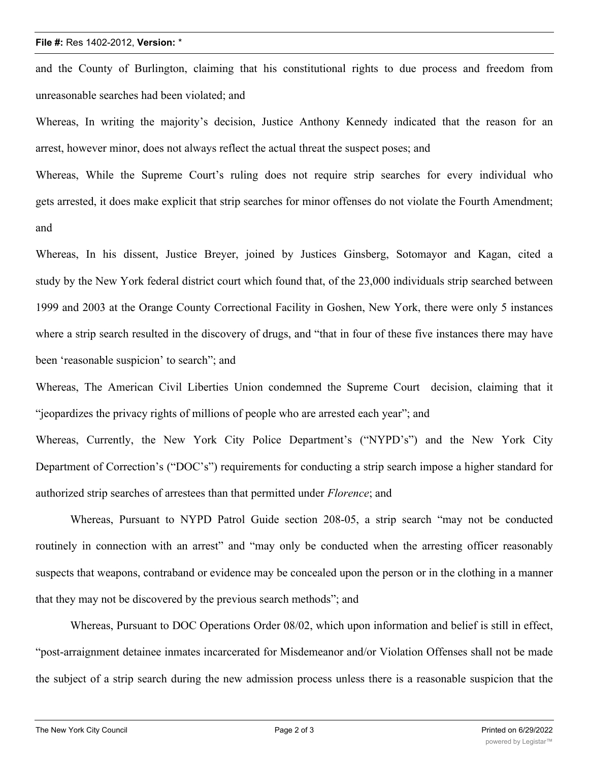and the County of Burlington, claiming that his constitutional rights to due process and freedom from unreasonable searches had been violated; and

Whereas, In writing the majority's decision, Justice Anthony Kennedy indicated that the reason for an arrest, however minor, does not always reflect the actual threat the suspect poses; and

Whereas, While the Supreme Court's ruling does not require strip searches for every individual who gets arrested, it does make explicit that strip searches for minor offenses do not violate the Fourth Amendment; and

Whereas, In his dissent, Justice Breyer, joined by Justices Ginsberg, Sotomayor and Kagan, cited a study by the New York federal district court which found that, of the 23,000 individuals strip searched between 1999 and 2003 at the Orange County Correctional Facility in Goshen, New York, there were only 5 instances where a strip search resulted in the discovery of drugs, and "that in four of these five instances there may have been 'reasonable suspicion' to search"; and

Whereas, The American Civil Liberties Union condemned the Supreme Court decision, claiming that it "jeopardizes the privacy rights of millions of people who are arrested each year"; and

Whereas, Currently, the New York City Police Department's ("NYPD's") and the New York City Department of Correction's ("DOC's") requirements for conducting a strip search impose a higher standard for authorized strip searches of arrestees than that permitted under *Florence*; and

Whereas, Pursuant to NYPD Patrol Guide section 208-05, a strip search "may not be conducted routinely in connection with an arrest" and "may only be conducted when the arresting officer reasonably suspects that weapons, contraband or evidence may be concealed upon the person or in the clothing in a manner that they may not be discovered by the previous search methods"; and

Whereas, Pursuant to DOC Operations Order 08/02, which upon information and belief is still in effect, "post-arraignment detainee inmates incarcerated for Misdemeanor and/or Violation Offenses shall not be made the subject of a strip search during the new admission process unless there is a reasonable suspicion that the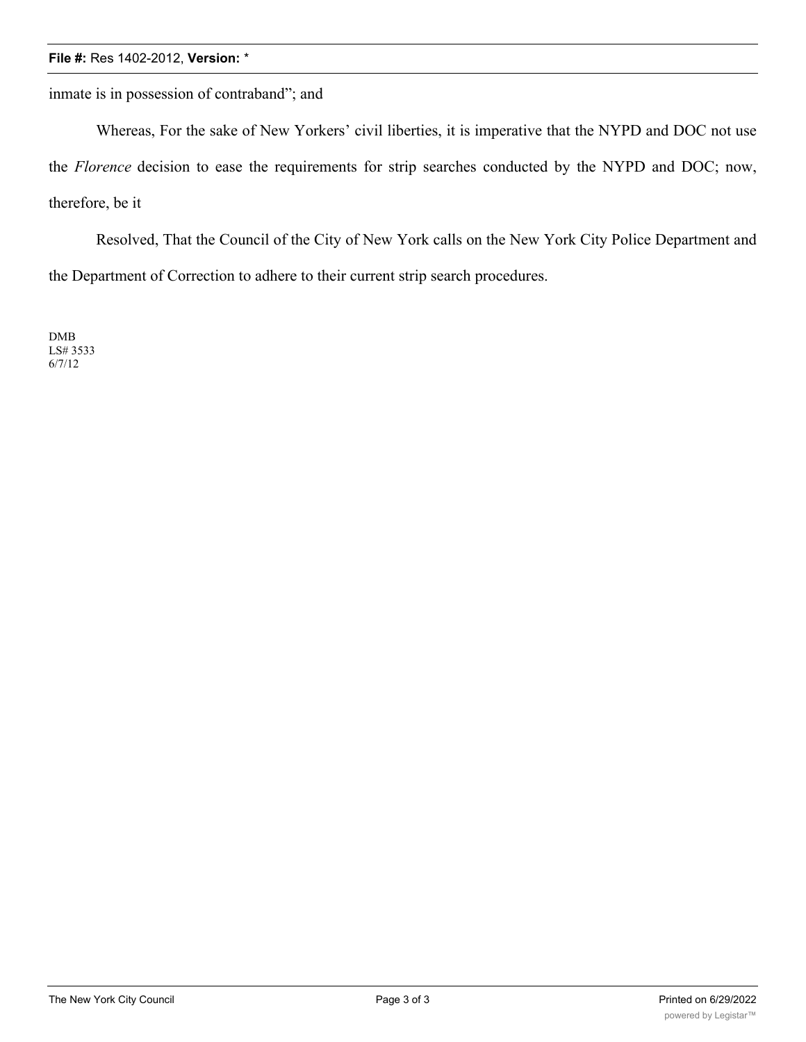inmate is in possession of contraband"; and

Whereas, For the sake of New Yorkers' civil liberties, it is imperative that the NYPD and DOC not use the *Florence* decision to ease the requirements for strip searches conducted by the NYPD and DOC; now, therefore, be it

Resolved, That the Council of the City of New York calls on the New York City Police Department and the Department of Correction to adhere to their current strip search procedures.

DMB
LS# 3533
6/7/12